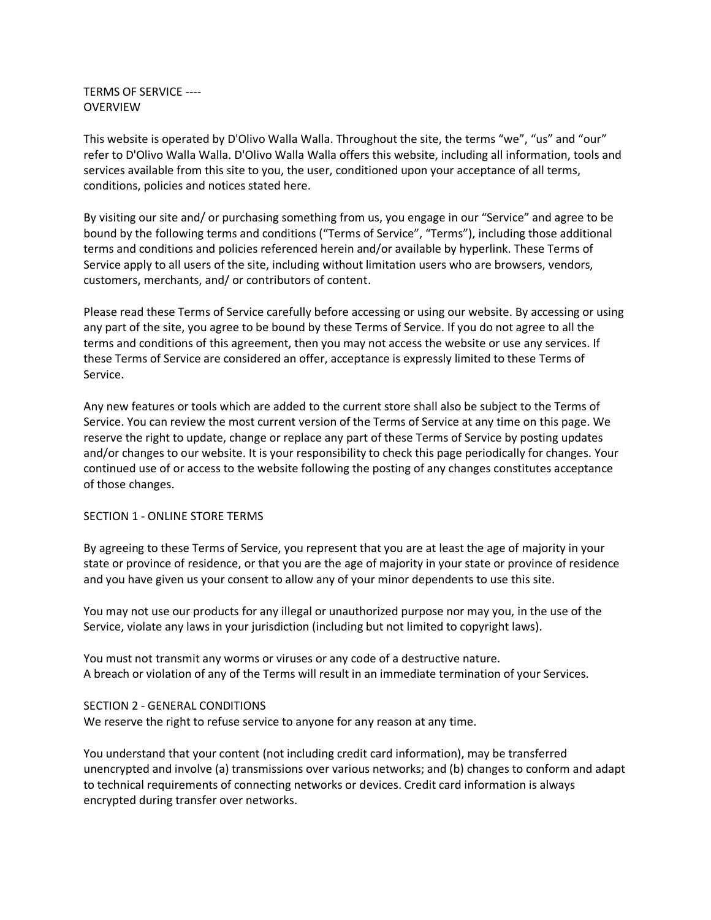# TERMS OF SERVICE ----
## OVERVIEW

This website is operated by D'Olivo Walla Walla. Throughout the site, the terms “we”, “us” and “our” refer to D'Olivo Walla Walla. D'Olivo Walla Walla offers this website, including all information, tools and services available from this site to you, the user, conditioned upon your acceptance of all terms, conditions, policies and notices stated here.

By visiting our site and/ or purchasing something from us, you engage in our “Service” and agree to be bound by the following terms and conditions (“Terms of Service”, “Terms”), including those additional terms and conditions and policies referenced herein and/or available by hyperlink. These Terms of Service apply to all users of the site, including without limitation users who are browsers, vendors, customers, merchants, and/ or contributors of content.

Please read these Terms of Service carefully before accessing or using our website. By accessing or using any part of the site, you agree to be bound by these Terms of Service. If you do not agree to all the terms and conditions of this agreement, then you may not access the website or use any services. If these Terms of Service are considered an offer, acceptance is expressly limited to these Terms of Service.

Any new features or tools which are added to the current store shall also be subject to the Terms of Service. You can review the most current version of the Terms of Service at any time on this page. We reserve the right to update, change or replace any part of these Terms of Service by posting updates and/or changes to our website. It is your responsibility to check this page periodically for changes. Your continued use of or access to the website following the posting of any changes constitutes acceptance of those changes.

## SECTION 1 - ONLINE STORE TERMS

By agreeing to these Terms of Service, you represent that you are at least the age of majority in your state or province of residence, or that you are the age of majority in your state or province of residence and you have given us your consent to allow any of your minor dependents to use this site.

You may not use our products for any illegal or unauthorized purpose nor may you, in the use of the Service, violate any laws in your jurisdiction (including but not limited to copyright laws).

You must not transmit any worms or viruses or any code of a destructive nature.
A breach or violation of any of the Terms will result in an immediate termination of your Services.

## SECTION 2 - GENERAL CONDITIONS

We reserve the right to refuse service to anyone for any reason at any time.

You understand that your content (not including credit card information), may be transferred unencrypted and involve (a) transmissions over various networks; and (b) changes to conform and adapt to technical requirements of connecting networks or devices. Credit card information is always encrypted during transfer over networks.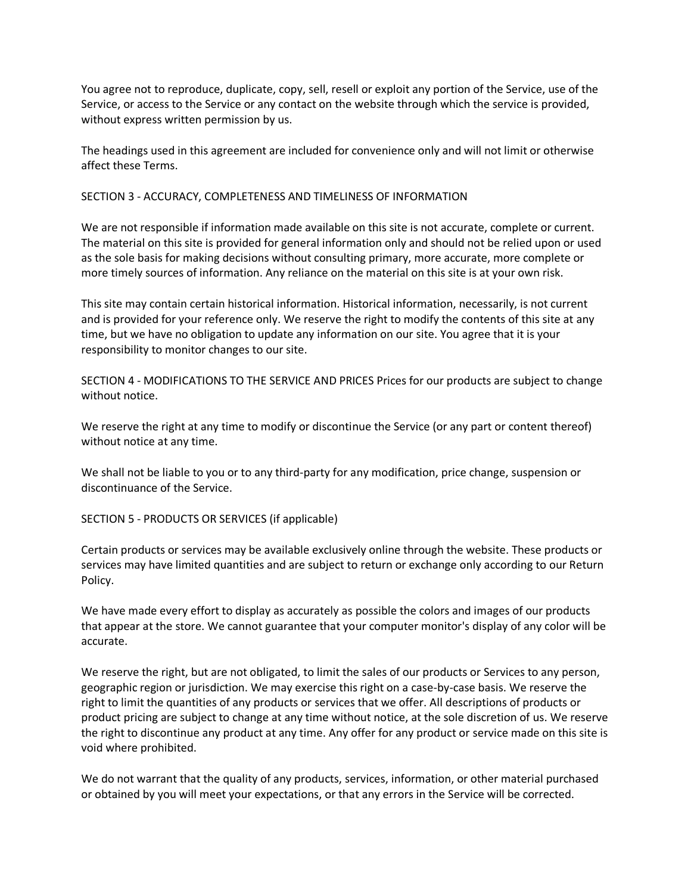You agree not to reproduce, duplicate, copy, sell, resell or exploit any portion of the Service, use of the Service, or access to the Service or any contact on the website through which the service is provided, without express written permission by us.

The headings used in this agreement are included for convenience only and will not limit or otherwise affect these Terms.

## SECTION 3 - ACCURACY, COMPLETENESS AND TIMELINESS OF INFORMATION

We are not responsible if information made available on this site is not accurate, complete or current. The material on this site is provided for general information only and should not be relied upon or used as the sole basis for making decisions without consulting primary, more accurate, more complete or more timely sources of information. Any reliance on the material on this site is at your own risk.

This site may contain certain historical information. Historical information, necessarily, is not current and is provided for your reference only. We reserve the right to modify the contents of this site at any time, but we have no obligation to update any information on our site. You agree that it is your responsibility to monitor changes to our site.

## SECTION 4 - MODIFICATIONS TO THE SERVICE AND PRICES

Prices for our products are subject to change without notice.

We reserve the right at any time to modify or discontinue the Service (or any part or content thereof) without notice at any time.

We shall not be liable to you or to any third-party for any modification, price change, suspension or discontinuance of the Service.

## SECTION 5 - PRODUCTS OR SERVICES (if applicable)

Certain products or services may be available exclusively online through the website. These products or services may have limited quantities and are subject to return or exchange only according to our Return Policy.

We have made every effort to display as accurately as possible the colors and images of our products that appear at the store. We cannot guarantee that your computer monitor's display of any color will be accurate.

We reserve the right, but are not obligated, to limit the sales of our products or Services to any person, geographic region or jurisdiction. We may exercise this right on a case-by-case basis. We reserve the right to limit the quantities of any products or services that we offer. All descriptions of products or product pricing are subject to change at any time without notice, at the sole discretion of us. We reserve the right to discontinue any product at any time. Any offer for any product or service made on this site is void where prohibited.

We do not warrant that the quality of any products, services, information, or other material purchased or obtained by you will meet your expectations, or that any errors in the Service will be corrected.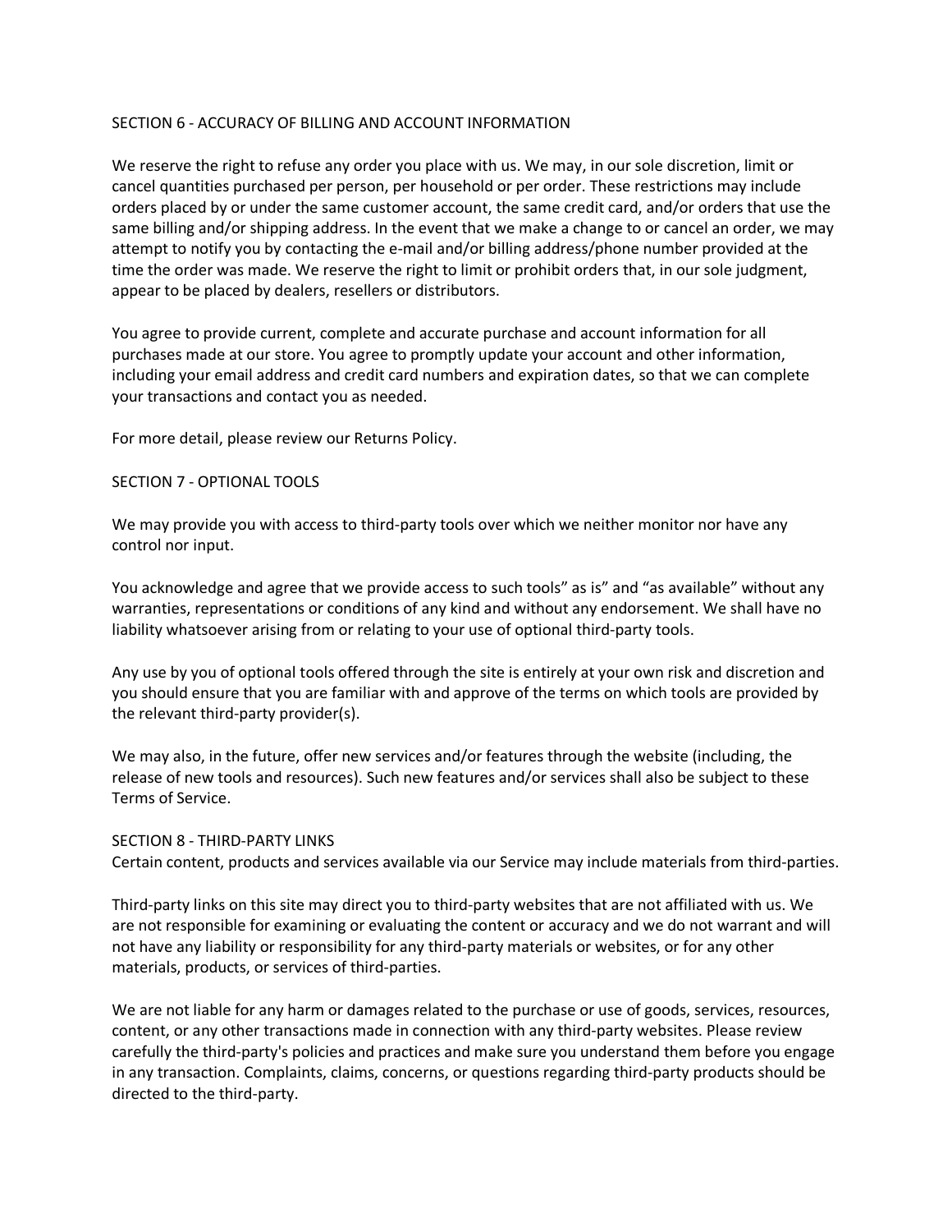## SECTION 6 - ACCURACY OF BILLING AND ACCOUNT INFORMATION

We reserve the right to refuse any order you place with us. We may, in our sole discretion, limit or cancel quantities purchased per person, per household or per order. These restrictions may include orders placed by or under the same customer account, the same credit card, and/or orders that use the same billing and/or shipping address. In the event that we make a change to or cancel an order, we may attempt to notify you by contacting the e-mail and/or billing address/phone number provided at the time the order was made. We reserve the right to limit or prohibit orders that, in our sole judgment, appear to be placed by dealers, resellers or distributors.

You agree to provide current, complete and accurate purchase and account information for all purchases made at our store. You agree to promptly update your account and other information, including your email address and credit card numbers and expiration dates, so that we can complete your transactions and contact you as needed.

For more detail, please review our Returns Policy.

## SECTION 7 - OPTIONAL TOOLS

We may provide you with access to third-party tools over which we neither monitor nor have any control nor input.

You acknowledge and agree that we provide access to such tools" as is" and "as available" without any warranties, representations or conditions of any kind and without any endorsement. We shall have no liability whatsoever arising from or relating to your use of optional third-party tools.

Any use by you of optional tools offered through the site is entirely at your own risk and discretion and you should ensure that you are familiar with and approve of the terms on which tools are provided by the relevant third-party provider(s).

We may also, in the future, offer new services and/or features through the website (including, the release of new tools and resources). Such new features and/or services shall also be subject to these Terms of Service.

## SECTION 8 - THIRD-PARTY LINKS

Certain content, products and services available via our Service may include materials from third-parties.

Third-party links on this site may direct you to third-party websites that are not affiliated with us. We are not responsible for examining or evaluating the content or accuracy and we do not warrant and will not have any liability or responsibility for any third-party materials or websites, or for any other materials, products, or services of third-parties.

We are not liable for any harm or damages related to the purchase or use of goods, services, resources, content, or any other transactions made in connection with any third-party websites. Please review carefully the third-party's policies and practices and make sure you understand them before you engage in any transaction. Complaints, claims, concerns, or questions regarding third-party products should be directed to the third-party.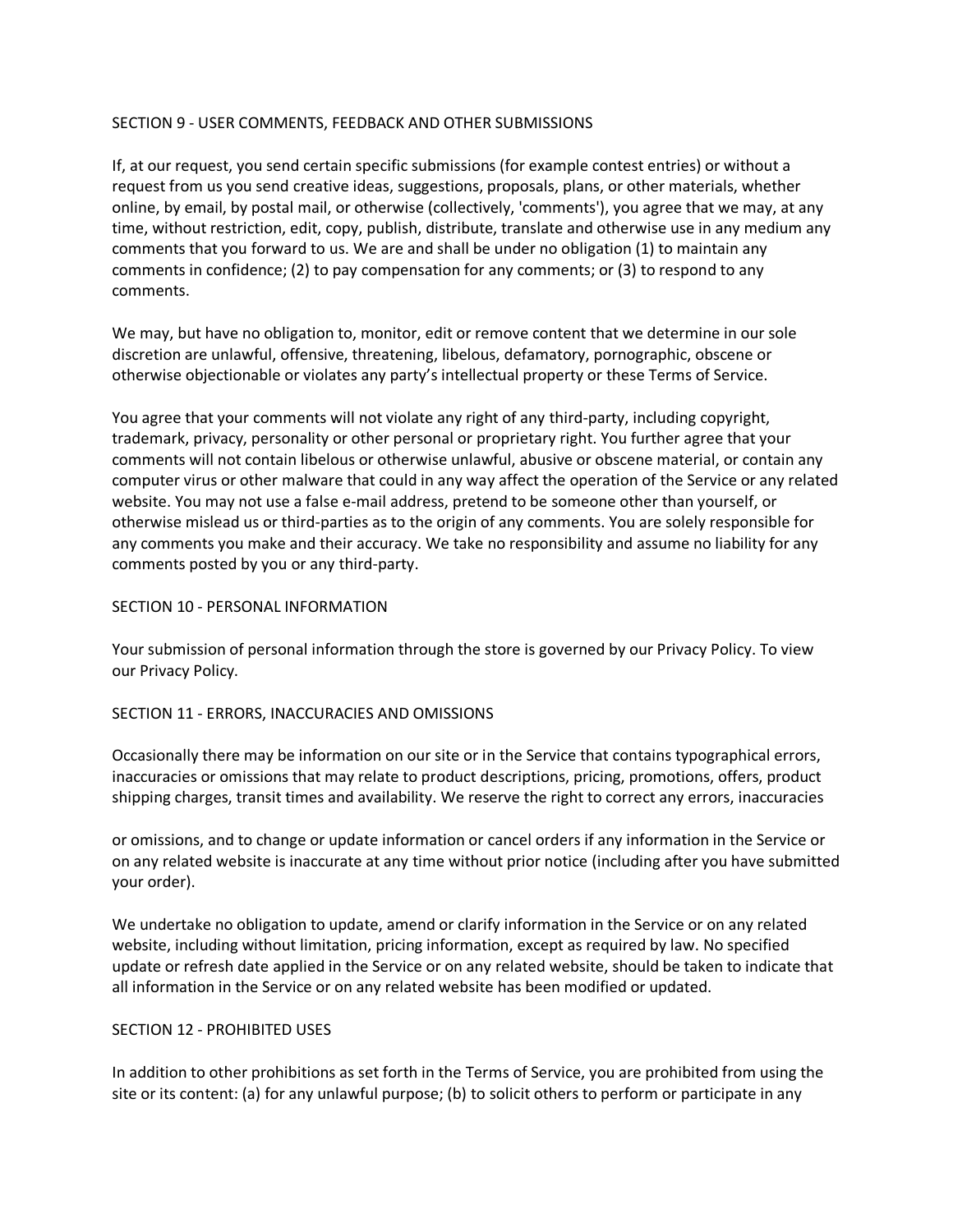## SECTION 9 - USER COMMENTS, FEEDBACK AND OTHER SUBMISSIONS

If, at our request, you send certain specific submissions (for example contest entries) or without a request from us you send creative ideas, suggestions, proposals, plans, or other materials, whether online, by email, by postal mail, or otherwise (collectively, 'comments'), you agree that we may, at any time, without restriction, edit, copy, publish, distribute, translate and otherwise use in any medium any comments that you forward to us. We are and shall be under no obligation (1) to maintain any comments in confidence; (2) to pay compensation for any comments; or (3) to respond to any comments.

We may, but have no obligation to, monitor, edit or remove content that we determine in our sole discretion are unlawful, offensive, threatening, libelous, defamatory, pornographic, obscene or otherwise objectionable or violates any party's intellectual property or these Terms of Service.

You agree that your comments will not violate any right of any third-party, including copyright, trademark, privacy, personality or other personal or proprietary right. You further agree that your comments will not contain libelous or otherwise unlawful, abusive or obscene material, or contain any computer virus or other malware that could in any way affect the operation of the Service or any related website. You may not use a false e-mail address, pretend to be someone other than yourself, or otherwise mislead us or third-parties as to the origin of any comments. You are solely responsible for any comments you make and their accuracy. We take no responsibility and assume no liability for any comments posted by you or any third-party.

## SECTION 10 - PERSONAL INFORMATION

Your submission of personal information through the store is governed by our Privacy Policy. To view our Privacy Policy.

## SECTION 11 - ERRORS, INACCURACIES AND OMISSIONS

Occasionally there may be information on our site or in the Service that contains typographical errors, inaccuracies or omissions that may relate to product descriptions, pricing, promotions, offers, product shipping charges, transit times and availability. We reserve the right to correct any errors, inaccuracies or omissions, and to change or update information or cancel orders if any information in the Service or on any related website is inaccurate at any time without prior notice (including after you have submitted your order).

We undertake no obligation to update, amend or clarify information in the Service or on any related website, including without limitation, pricing information, except as required by law. No specified update or refresh date applied in the Service or on any related website, should be taken to indicate that all information in the Service or on any related website has been modified or updated.

## SECTION 12 - PROHIBITED USES

In addition to other prohibitions as set forth in the Terms of Service, you are prohibited from using the site or its content: (a) for any unlawful purpose; (b) to solicit others to perform or participate in any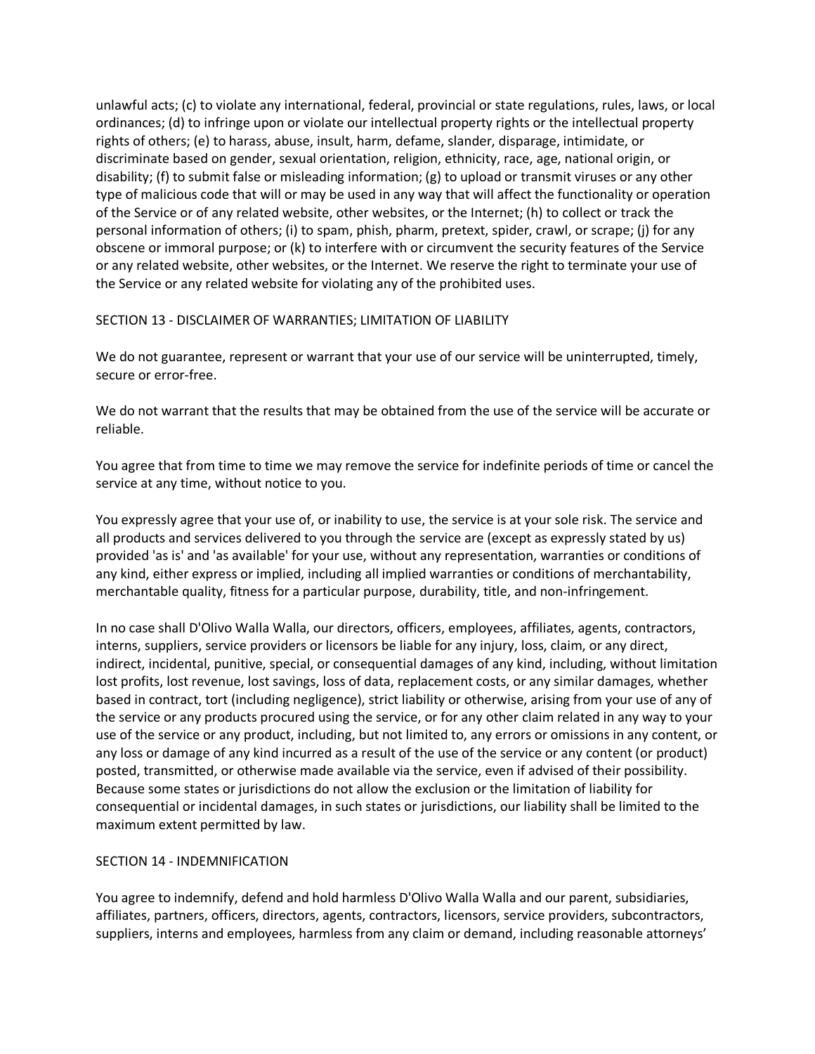unlawful acts; (c) to violate any international, federal, provincial or state regulations, rules, laws, or local ordinances; (d) to infringe upon or violate our intellectual property rights or the intellectual property rights of others; (e) to harass, abuse, insult, harm, defame, slander, disparage, intimidate, or discriminate based on gender, sexual orientation, religion, ethnicity, race, age, national origin, or disability; (f) to submit false or misleading information; (g) to upload or transmit viruses or any other type of malicious code that will or may be used in any way that will affect the functionality or operation of the Service or of any related website, other websites, or the Internet; (h) to collect or track the personal information of others; (i) to spam, phish, pharm, pretext, spider, crawl, or scrape; (j) for any obscene or immoral purpose; or (k) to interfere with or circumvent the security features of the Service or any related website, other websites, or the Internet. We reserve the right to terminate your use of the Service or any related website for violating any of the prohibited uses.

## SECTION 13 - DISCLAIMER OF WARRANTIES; LIMITATION OF LIABILITY

We do not guarantee, represent or warrant that your use of our service will be uninterrupted, timely, secure or error-free.

We do not warrant that the results that may be obtained from the use of the service will be accurate or reliable.

You agree that from time to time we may remove the service for indefinite periods of time or cancel the service at any time, without notice to you.

You expressly agree that your use of, or inability to use, the service is at your sole risk. The service and all products and services delivered to you through the service are (except as expressly stated by us) provided 'as is' and 'as available' for your use, without any representation, warranties or conditions of any kind, either express or implied, including all implied warranties or conditions of merchantability, merchantable quality, fitness for a particular purpose, durability, title, and non-infringement.

In no case shall D'Olivo Walla Walla, our directors, officers, employees, affiliates, agents, contractors, interns, suppliers, service providers or licensors be liable for any injury, loss, claim, or any direct, indirect, incidental, punitive, special, or consequential damages of any kind, including, without limitation lost profits, lost revenue, lost savings, loss of data, replacement costs, or any similar damages, whether based in contract, tort (including negligence), strict liability or otherwise, arising from your use of any of the service or any products procured using the service, or for any other claim related in any way to your use of the service or any product, including, but not limited to, any errors or omissions in any content, or any loss or damage of any kind incurred as a result of the use of the service or any content (or product) posted, transmitted, or otherwise made available via the service, even if advised of their possibility. Because some states or jurisdictions do not allow the exclusion or the limitation of liability for consequential or incidental damages, in such states or jurisdictions, our liability shall be limited to the maximum extent permitted by law.

## SECTION 14 - INDEMNIFICATION

You agree to indemnify, defend and hold harmless D'Olivo Walla Walla and our parent, subsidiaries, affiliates, partners, officers, directors, agents, contractors, licensors, service providers, subcontractors, suppliers, interns and employees, harmless from any claim or demand, including reasonable attorneys'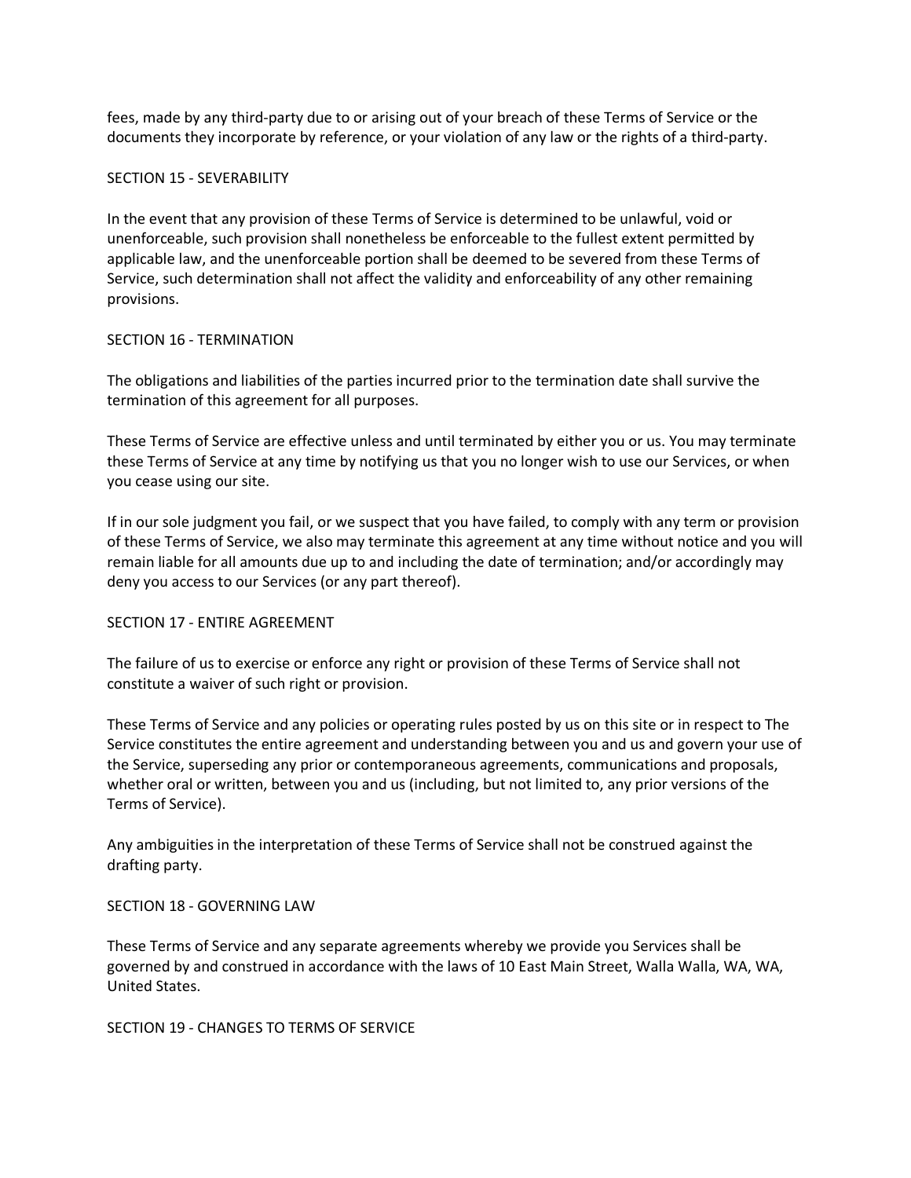fees, made by any third-party due to or arising out of your breach of these Terms of Service or the documents they incorporate by reference, or your violation of any law or the rights of a third-party.

SECTION 15 - SEVERABILITY

In the event that any provision of these Terms of Service is determined to be unlawful, void or unenforceable, such provision shall nonetheless be enforceable to the fullest extent permitted by applicable law, and the unenforceable portion shall be deemed to be severed from these Terms of Service, such determination shall not affect the validity and enforceability of any other remaining provisions.

SECTION 16 - TERMINATION

The obligations and liabilities of the parties incurred prior to the termination date shall survive the termination of this agreement for all purposes.

These Terms of Service are effective unless and until terminated by either you or us. You may terminate these Terms of Service at any time by notifying us that you no longer wish to use our Services, or when you cease using our site.

If in our sole judgment you fail, or we suspect that you have failed, to comply with any term or provision of these Terms of Service, we also may terminate this agreement at any time without notice and you will remain liable for all amounts due up to and including the date of termination; and/or accordingly may deny you access to our Services (or any part thereof).

SECTION 17 - ENTIRE AGREEMENT

The failure of us to exercise or enforce any right or provision of these Terms of Service shall not constitute a waiver of such right or provision.

These Terms of Service and any policies or operating rules posted by us on this site or in respect to The Service constitutes the entire agreement and understanding between you and us and govern your use of the Service, superseding any prior or contemporaneous agreements, communications and proposals, whether oral or written, between you and us (including, but not limited to, any prior versions of the Terms of Service).

Any ambiguities in the interpretation of these Terms of Service shall not be construed against the drafting party.

SECTION 18 - GOVERNING LAW

These Terms of Service and any separate agreements whereby we provide you Services shall be governed by and construed in accordance with the laws of 10 East Main Street, Walla Walla, WA, WA, United States.

SECTION 19 - CHANGES TO TERMS OF SERVICE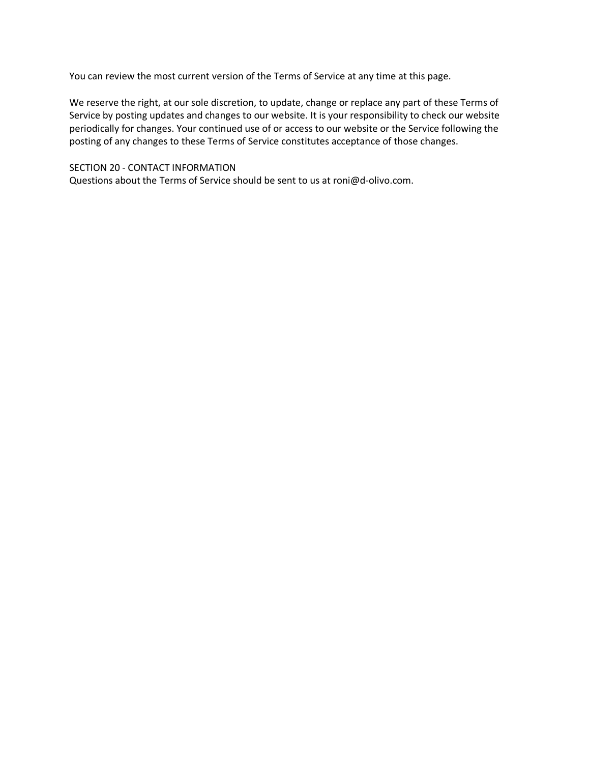You can review the most current version of the Terms of Service at any time at this page.

We reserve the right, at our sole discretion, to update, change or replace any part of these Terms of Service by posting updates and changes to our website. It is your responsibility to check our website periodically for changes. Your continued use of or access to our website or the Service following the posting of any changes to these Terms of Service constitutes acceptance of those changes.

SECTION 20 - CONTACT INFORMATION

Questions about the Terms of Service should be sent to us at roni@d-olivo.com.